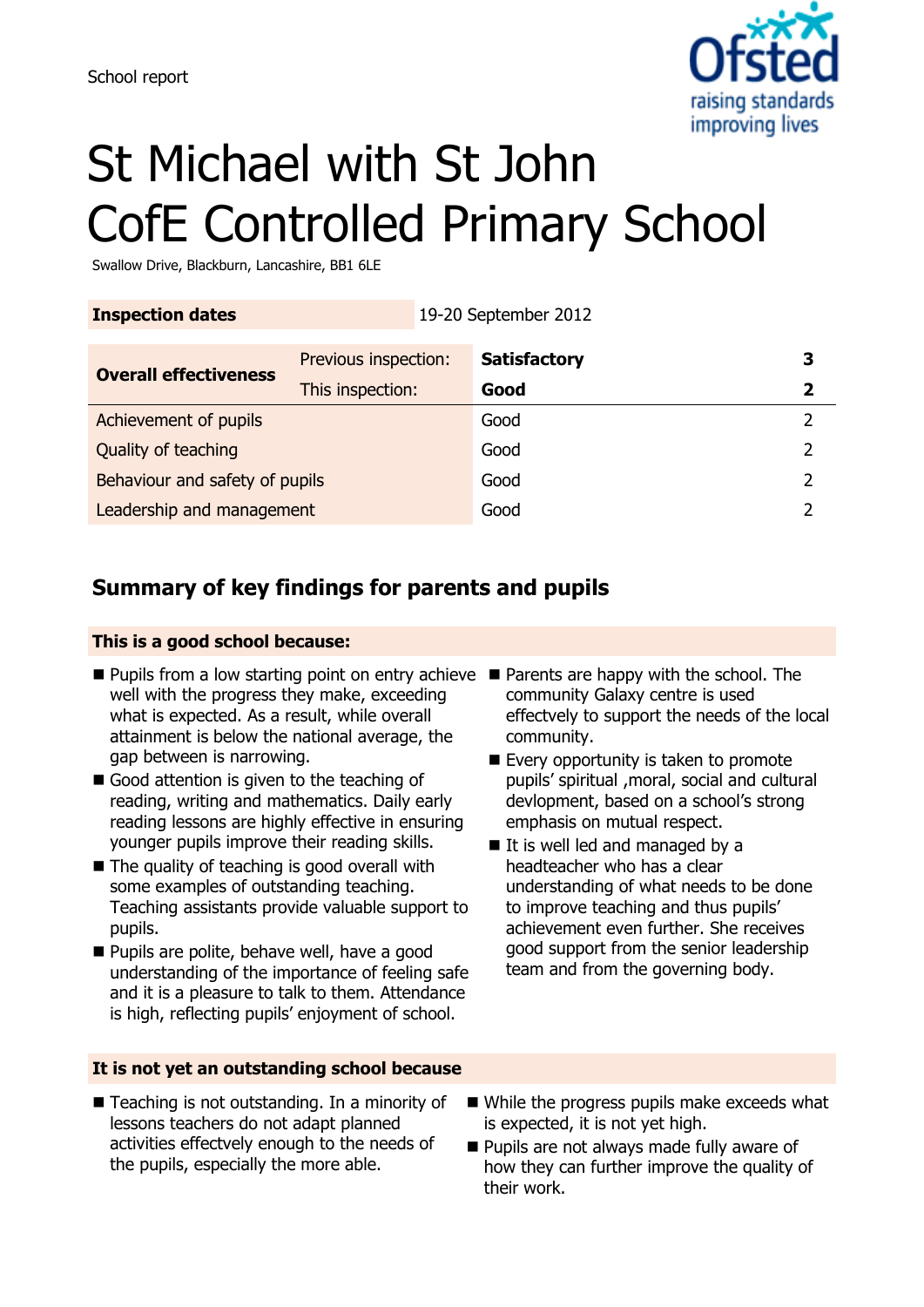School report

# St Michael with St John CofE Controlled Primary School

Swallow Drive, Blackburn, Lancashire, BB1 6LE

| **Inspection dates** | 19-20 September 2012 | | |
|---|---|---|---|

| **Overall effectiveness** | Previous inspection: | **Satisfactory** | **3** |
|---|---|---|---|
| | This inspection: | **Good** | **2** |
| Achievement of pupils | | Good | 2 |
| Quality of teaching | | Good | 2 |
| Behaviour and safety of pupils | | Good | 2 |
| Leadership and management | | Good | 2 |

## Summary of key findings for parents and pupils

**This is a good school because:**

- Pupils from a low starting point on entry achieve well with the progress they make, exceeding what is expected. As a result, while overall attainment is below the national average, the gap between is narrowing.
- Good attention is given to the teaching of reading, writing and mathematics. Daily early reading lessons are highly effective in ensuring younger pupils improve their reading skills.
- The quality of teaching is good overall with some examples of outstanding teaching. Teaching assistants provide valuable support to pupils.
- Pupils are polite, behave well, have a good understanding of the importance of feeling safe and it is a pleasure to talk to them. Attendance is high, reflecting pupils' enjoyment of school.
- Parents are happy with the school. The community Galaxy centre is used effectvely to support the needs of the local community.
- Every opportunity is taken to promote pupils' spiritual ,moral, social and cultural devlopment, based on a school's strong emphasis on mutual respect.
- It is well led and managed by a headteacher who has a clear understanding of what needs to be done to improve teaching and thus pupils' achievement even further. She receives good support from the senior leadership team and from the governing body.

**It is not yet an outstanding school because**

- Teaching is not outstanding. In a minority of lessons teachers do not adapt planned activities effectvely enough to the needs of the pupils, especially the more able.
- While the progress pupils make exceeds what is expected, it is not yet high.
- Pupils are not always made fully aware of how they can further improve the quality of their work.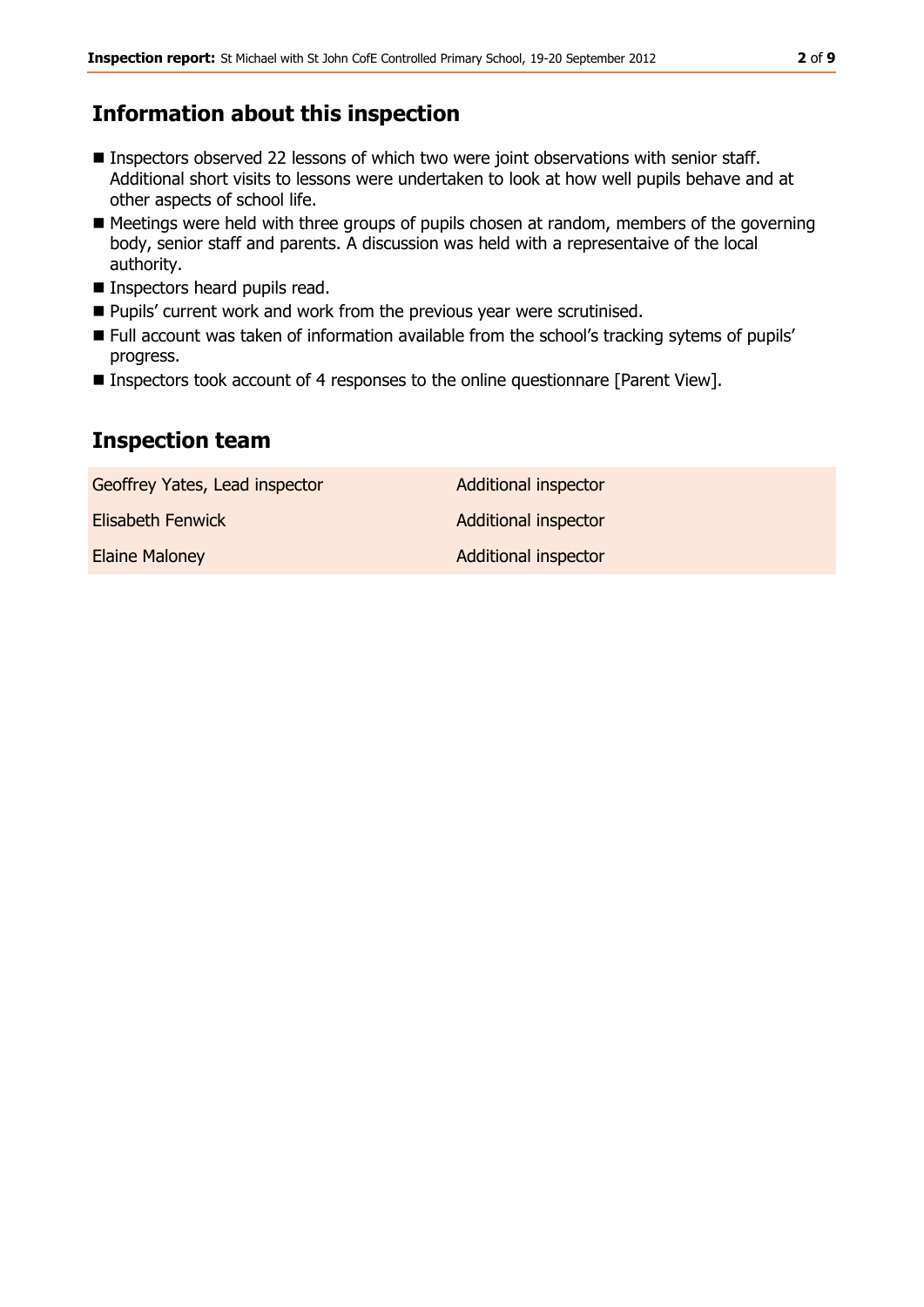## Information about this inspection

- Inspectors observed 22 lessons of which two were joint observations with senior staff. Additional short visits to lessons were undertaken to look at how well pupils behave and at other aspects of school life.
- Meetings were held with three groups of pupils chosen at random, members of the governing body, senior staff and parents. A discussion was held with a representaive of the local authority.
- Inspectors heard pupils read.
- Pupils' current work and work from the previous year were scrutinised.
- Full account was taken of information available from the school's tracking sytems of pupils' progress.
- Inspectors took account of 4 responses to the online questionnare [Parent View].

## Inspection team

| | |
|---|---|
| Geoffrey Yates, Lead inspector | Additional inspector |
| Elisabeth Fenwick | Additional inspector |
| Elaine Maloney | Additional inspector |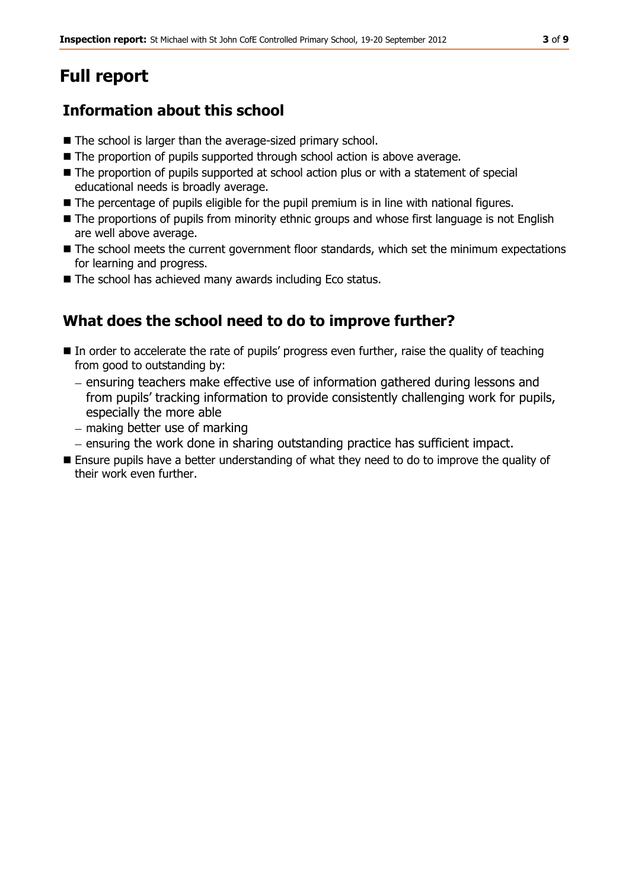# Full report

## Information about this school

- The school is larger than the average-sized primary school.
- The proportion of pupils supported through school action is above average.
- The proportion of pupils supported at school action plus or with a statement of special educational needs is broadly average.
- The percentage of pupils eligible for the pupil premium is in line with national figures.
- The proportions of pupils from minority ethnic groups and whose first language is not English are well above average.
- The school meets the current government floor standards, which set the minimum expectations for learning and progress.
- The school has achieved many awards including Eco status.

## What does the school need to do to improve further?

- In order to accelerate the rate of pupils' progress even further, raise the quality of teaching from good to outstanding by:
  - ensuring teachers make effective use of information gathered during lessons and from pupils' tracking information to provide consistently challenging work for pupils, especially the more able
  - making better use of marking
  - ensuring the work done in sharing outstanding practice has sufficient impact.
- Ensure pupils have a better understanding of what they need to do to improve the quality of their work even further.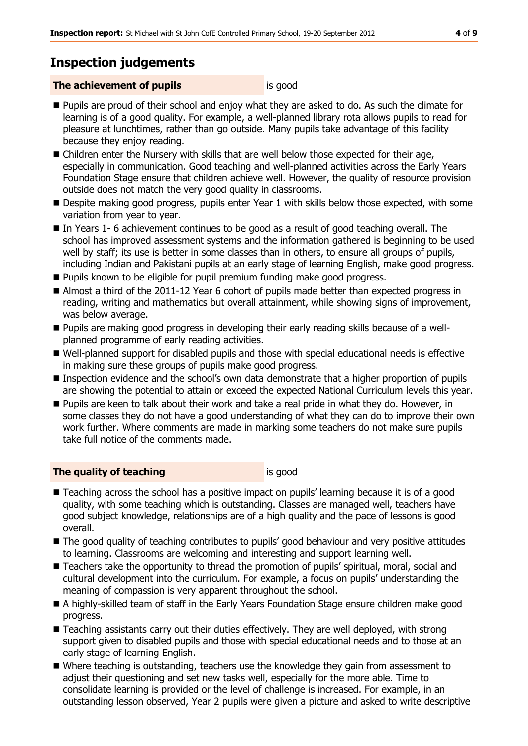## Inspection judgements

**The achievement of pupils** is good

- Pupils are proud of their school and enjoy what they are asked to do. As such the climate for learning is of a good quality. For example, a well-planned library rota allows pupils to read for pleasure at lunchtimes, rather than go outside. Many pupils take advantage of this facility because they enjoy reading.
- Children enter the Nursery with skills that are well below those expected for their age, especially in communication. Good teaching and well-planned activities across the Early Years Foundation Stage ensure that children achieve well. However, the quality of resource provision outside does not match the very good quality in classrooms.
- Despite making good progress, pupils enter Year 1 with skills below those expected, with some variation from year to year.
- In Years 1- 6 achievement continues to be good as a result of good teaching overall. The school has improved assessment systems and the information gathered is beginning to be used well by staff; its use is better in some classes than in others, to ensure all groups of pupils, including Indian and Pakistani pupils at an early stage of learning English, make good progress.
- Pupils known to be eligible for pupil premium funding make good progress.
- Almost a third of the 2011-12 Year 6 cohort of pupils made better than expected progress in reading, writing and mathematics but overall attainment, while showing signs of improvement, was below average.
- Pupils are making good progress in developing their early reading skills because of a well-planned programme of early reading activities.
- Well-planned support for disabled pupils and those with special educational needs is effective in making sure these groups of pupils make good progress.
- Inspection evidence and the school's own data demonstrate that a higher proportion of pupils are showing the potential to attain or exceed the expected National Curriculum levels this year.
- Pupils are keen to talk about their work and take a real pride in what they do. However, in some classes they do not have a good understanding of what they can do to improve their own work further. Where comments are made in marking some teachers do not make sure pupils take full notice of the comments made.

**The quality of teaching** is good

- Teaching across the school has a positive impact on pupils' learning because it is of a good quality, with some teaching which is outstanding. Classes are managed well, teachers have good subject knowledge, relationships are of a high quality and the pace of lessons is good overall.
- The good quality of teaching contributes to pupils' good behaviour and very positive attitudes to learning. Classrooms are welcoming and interesting and support learning well.
- Teachers take the opportunity to thread the promotion of pupils' spiritual, moral, social and cultural development into the curriculum. For example, a focus on pupils' understanding the meaning of compassion is very apparent throughout the school.
- A highly-skilled team of staff in the Early Years Foundation Stage ensure children make good progress.
- Teaching assistants carry out their duties effectively. They are well deployed, with strong support given to disabled pupils and those with special educational needs and to those at an early stage of learning English.
- Where teaching is outstanding, teachers use the knowledge they gain from assessment to adjust their questioning and set new tasks well, especially for the more able. Time to consolidate learning is provided or the level of challenge is increased. For example, in an outstanding lesson observed, Year 2 pupils were given a picture and asked to write descriptive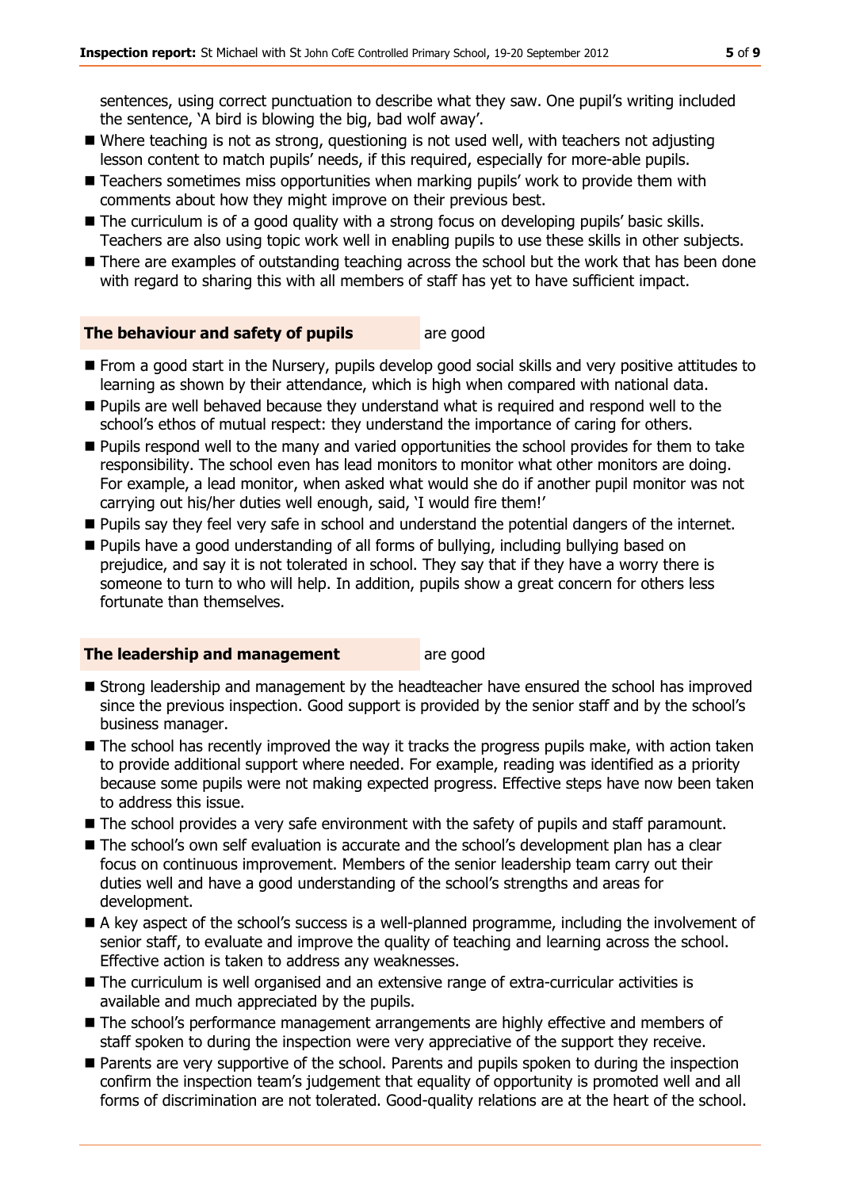sentences, using correct punctuation to describe what they saw. One pupil's writing included the sentence, 'A bird is blowing the big, bad wolf away'.

- Where teaching is not as strong, questioning is not used well, with teachers not adjusting lesson content to match pupils' needs, if this required, especially for more-able pupils.
- Teachers sometimes miss opportunities when marking pupils' work to provide them with comments about how they might improve on their previous best.
- The curriculum is of a good quality with a strong focus on developing pupils' basic skills. Teachers are also using topic work well in enabling pupils to use these skills in other subjects.
- There are examples of outstanding teaching across the school but the work that has been done with regard to sharing this with all members of staff has yet to have sufficient impact.

**The behaviour and safety of pupils** are good

- From a good start in the Nursery, pupils develop good social skills and very positive attitudes to learning as shown by their attendance, which is high when compared with national data.
- Pupils are well behaved because they understand what is required and respond well to the school's ethos of mutual respect: they understand the importance of caring for others.
- Pupils respond well to the many and varied opportunities the school provides for them to take responsibility. The school even has lead monitors to monitor what other monitors are doing. For example, a lead monitor, when asked what would she do if another pupil monitor was not carrying out his/her duties well enough, said, 'I would fire them!'
- Pupils say they feel very safe in school and understand the potential dangers of the internet.
- Pupils have a good understanding of all forms of bullying, including bullying based on prejudice, and say it is not tolerated in school. They say that if they have a worry there is someone to turn to who will help. In addition, pupils show a great concern for others less fortunate than themselves.

**The leadership and management** are good

- Strong leadership and management by the headteacher have ensured the school has improved since the previous inspection. Good support is provided by the senior staff and by the school's business manager.
- The school has recently improved the way it tracks the progress pupils make, with action taken to provide additional support where needed. For example, reading was identified as a priority because some pupils were not making expected progress. Effective steps have now been taken to address this issue.
- The school provides a very safe environment with the safety of pupils and staff paramount.
- The school's own self evaluation is accurate and the school's development plan has a clear focus on continuous improvement. Members of the senior leadership team carry out their duties well and have a good understanding of the school's strengths and areas for development.
- A key aspect of the school's success is a well-planned programme, including the involvement of senior staff, to evaluate and improve the quality of teaching and learning across the school. Effective action is taken to address any weaknesses.
- The curriculum is well organised and an extensive range of extra-curricular activities is available and much appreciated by the pupils.
- The school's performance management arrangements are highly effective and members of staff spoken to during the inspection were very appreciative of the support they receive.
- Parents are very supportive of the school. Parents and pupils spoken to during the inspection confirm the inspection team's judgement that equality of opportunity is promoted well and all forms of discrimination are not tolerated. Good-quality relations are at the heart of the school.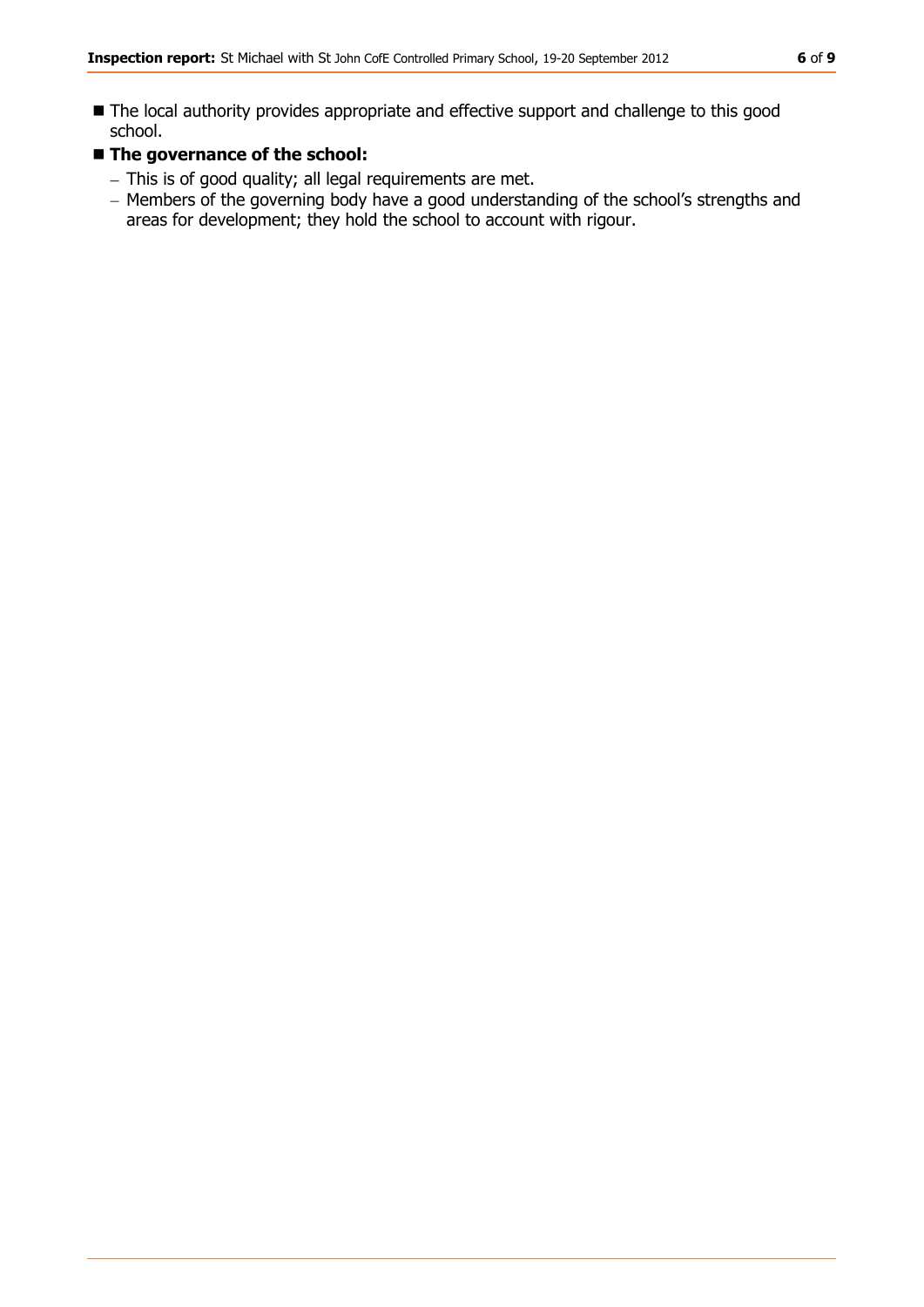- The local authority provides appropriate and effective support and challenge to this good school.
- **The governance of the school:**
  - This is of good quality; all legal requirements are met.
  - Members of the governing body have a good understanding of the school's strengths and areas for development; they hold the school to account with rigour.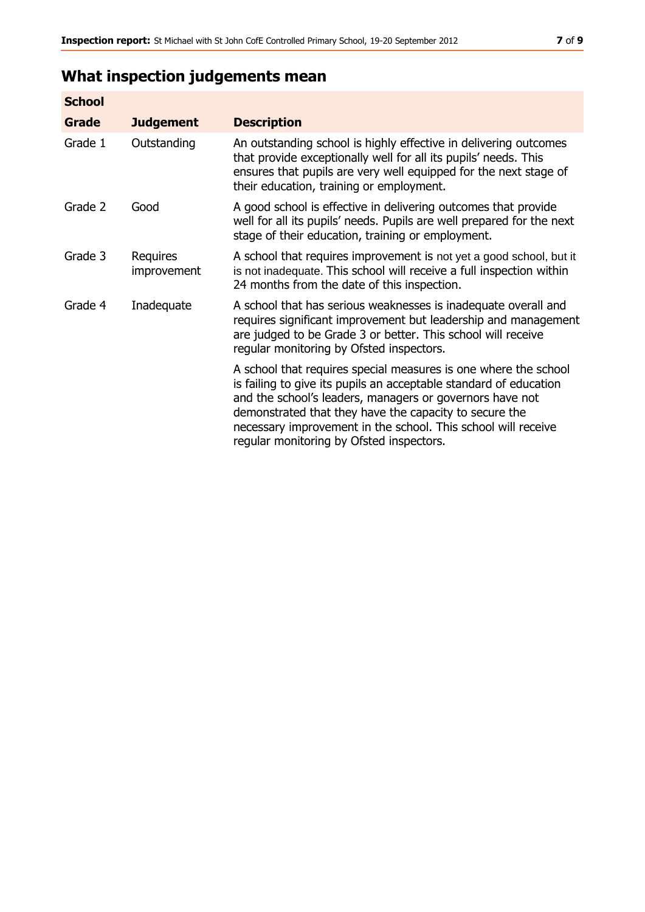## What inspection judgements mean

| School | | |
|---|---|---|
| **Grade** | **Judgement** | **Description** |
| Grade 1 | Outstanding | An outstanding school is highly effective in delivering outcomes that provide exceptionally well for all its pupils' needs. This ensures that pupils are very well equipped for the next stage of their education, training or employment. |
| Grade 2 | Good | A good school is effective in delivering outcomes that provide well for all its pupils' needs. Pupils are well prepared for the next stage of their education, training or employment. |
| Grade 3 | Requires improvement | A school that requires improvement is not yet a good school, but it is not inadequate. This school will receive a full inspection within 24 months from the date of this inspection. |
| Grade 4 | Inadequate | A school that has serious weaknesses is inadequate overall and requires significant improvement but leadership and management are judged to be Grade 3 or better. This school will receive regular monitoring by Ofsted inspectors. |
| | | A school that requires special measures is one where the school is failing to give its pupils an acceptable standard of education and the school's leaders, managers or governors have not demonstrated that they have the capacity to secure the necessary improvement in the school. This school will receive regular monitoring by Ofsted inspectors. |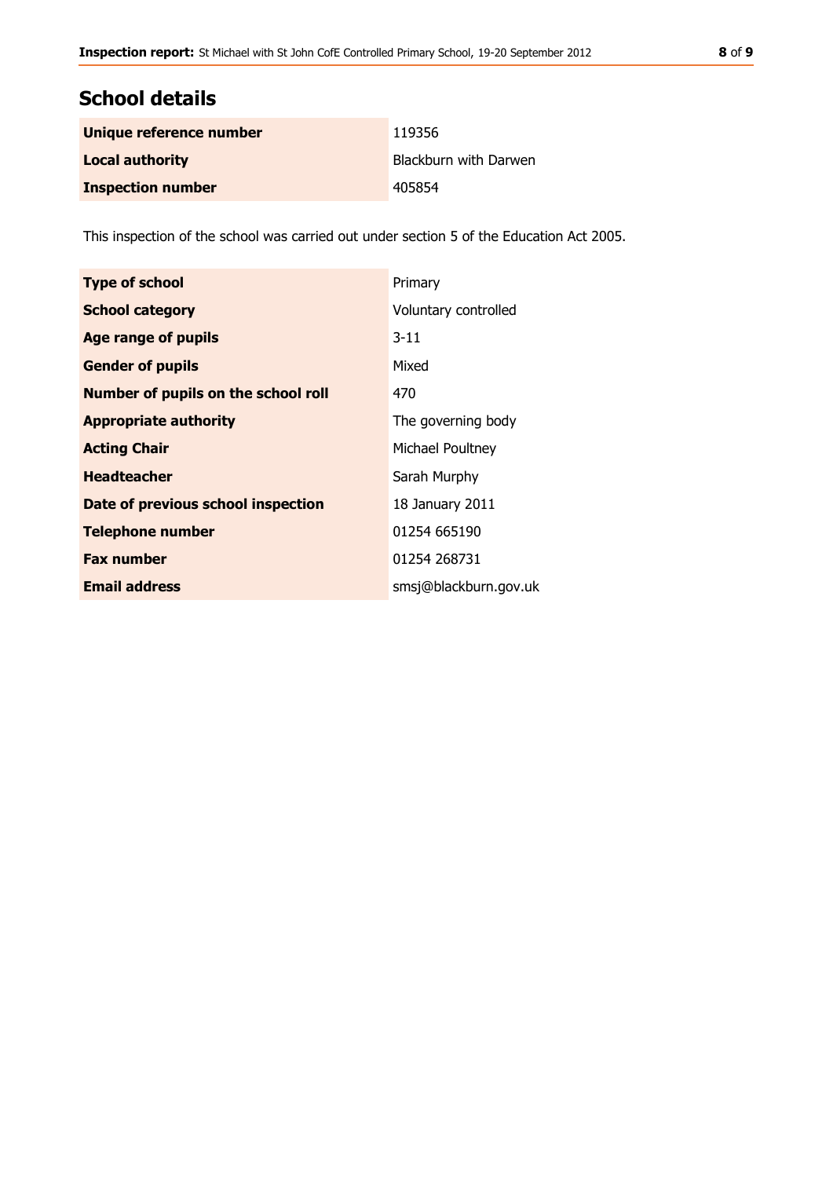## School details

| | |
|---|---|
| **Unique reference number** | 119356 |
| **Local authority** | Blackburn with Darwen |
| **Inspection number** | 405854 |

This inspection of the school was carried out under section 5 of the Education Act 2005.

| | |
|---|---|
| **Type of school** | Primary |
| **School category** | Voluntary controlled |
| **Age range of pupils** | 3-11 |
| **Gender of pupils** | Mixed |
| **Number of pupils on the school roll** | 470 |
| **Appropriate authority** | The governing body |
| **Acting Chair** | Michael Poultney |
| **Headteacher** | Sarah Murphy |
| **Date of previous school inspection** | 18 January 2011 |
| **Telephone number** | 01254 665190 |
| **Fax number** | 01254 268731 |
| **Email address** | smsj@blackburn.gov.uk |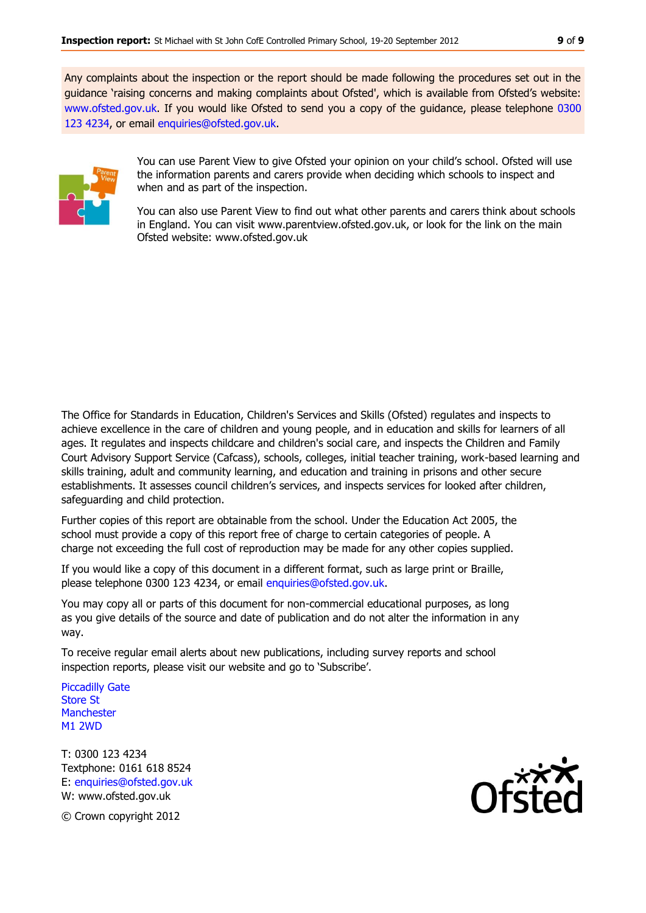Any complaints about the inspection or the report should be made following the procedures set out in the guidance 'raising concerns and making complaints about Ofsted', which is available from Ofsted's website: www.ofsted.gov.uk. If you would like Ofsted to send you a copy of the guidance, please telephone 0300 123 4234, or email enquiries@ofsted.gov.uk.

You can use Parent View to give Ofsted your opinion on your child's school. Ofsted will use the information parents and carers provide when deciding which schools to inspect and when and as part of the inspection.

You can also use Parent View to find out what other parents and carers think about schools in England. You can visit www.parentview.ofsted.gov.uk, or look for the link on the main Ofsted website: www.ofsted.gov.uk

The Office for Standards in Education, Children's Services and Skills (Ofsted) regulates and inspects to achieve excellence in the care of children and young people, and in education and skills for learners of all ages. It regulates and inspects childcare and children's social care, and inspects the Children and Family Court Advisory Support Service (Cafcass), schools, colleges, initial teacher training, work-based learning and skills training, adult and community learning, and education and training in prisons and other secure establishments. It assesses council children's services, and inspects services for looked after children, safeguarding and child protection.

Further copies of this report are obtainable from the school. Under the Education Act 2005, the school must provide a copy of this report free of charge to certain categories of people. A charge not exceeding the full cost of reproduction may be made for any other copies supplied.

If you would like a copy of this document in a different format, such as large print or Braille, please telephone 0300 123 4234, or email enquiries@ofsted.gov.uk.

You may copy all or parts of this document for non-commercial educational purposes, as long as you give details of the source and date of publication and do not alter the information in any way.

To receive regular email alerts about new publications, including survey reports and school inspection reports, please visit our website and go to 'Subscribe'.

Piccadilly Gate  
Store St  
Manchester  
M1 2WD

T: 0300 123 4234  
Textphone: 0161 618 8524  
E: enquiries@ofsted.gov.uk  
W: www.ofsted.gov.uk

© Crown copyright 2012